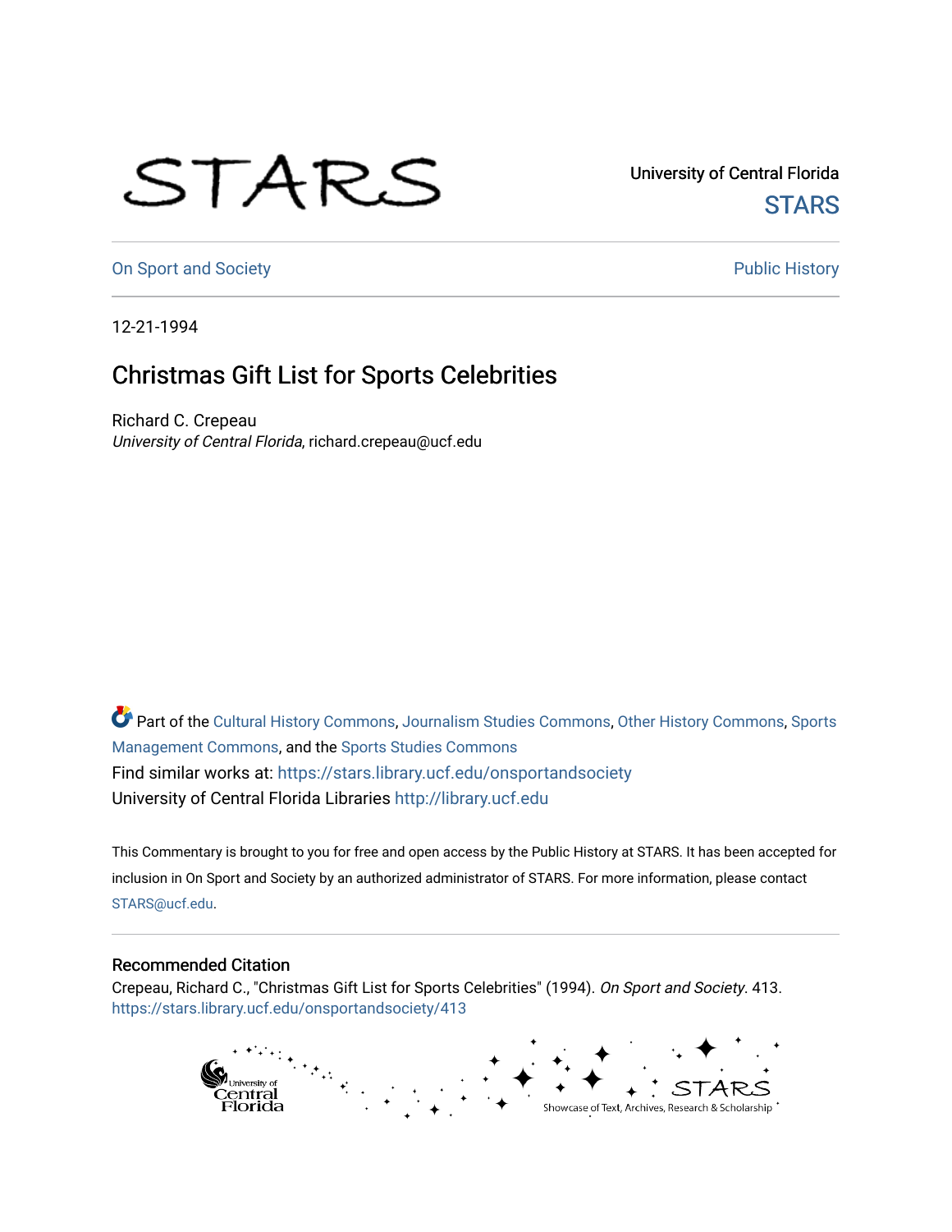University of Central Florida

STARS

On Sport and Society

Public History

12-21-1994

# Christmas Gift List for Sports Celebrities

Richard C. Crepeau

*University of Central Florida*, richard.crepeau@ucf.edu

Part of the Cultural History Commons, Journalism Studies Commons, Other History Commons, Sports Management Commons, and the Sports Studies Commons

Find similar works at: https://stars.library.ucf.edu/onsportandsociety

University of Central Florida Libraries http://library.ucf.edu

This Commentary is brought to you for free and open access by the Public History at STARS. It has been accepted for inclusion in On Sport and Society by an authorized administrator of STARS. For more information, please contact STARS@ucf.edu.

## Recommended Citation

Crepeau, Richard C., "Christmas Gift List for Sports Celebrities" (1994). *On Sport and Society*. 413.
https://stars.library.ucf.edu/onsportandsociety/413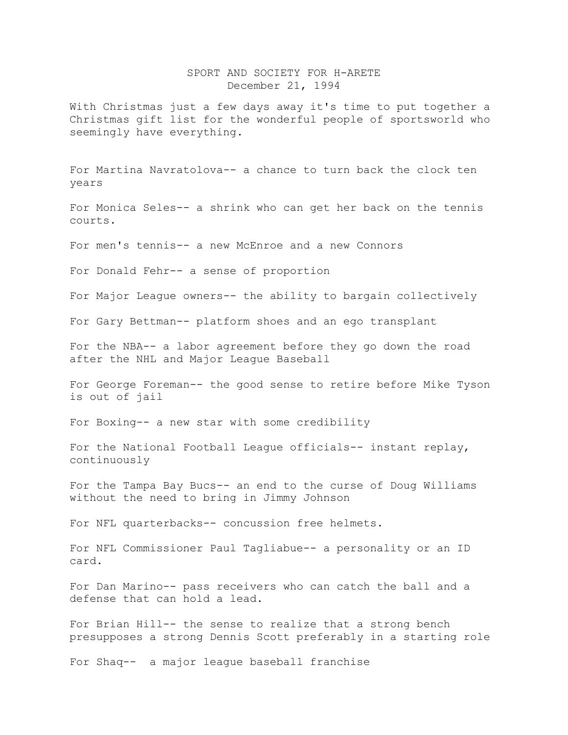SPORT AND SOCIETY FOR H-ARETE
December 21, 1994

With Christmas just a few days away it's time to put together a Christmas gift list for the wonderful people of sportsworld who seemingly have everything.

For Martina Navratolova-- a chance to turn back the clock ten years

For Monica Seles-- a shrink who can get her back on the tennis courts.

For men's tennis-- a new McEnroe and a new Connors

For Donald Fehr-- a sense of proportion

For Major League owners-- the ability to bargain collectively

For Gary Bettman-- platform shoes and an ego transplant

For the NBA-- a labor agreement before they go down the road after the NHL and Major League Baseball

For George Foreman-- the good sense to retire before Mike Tyson is out of jail

For Boxing-- a new star with some credibility

For the National Football League officials-- instant replay, continuously

For the Tampa Bay Bucs-- an end to the curse of Doug Williams without the need to bring in Jimmy Johnson

For NFL quarterbacks-- concussion free helmets.

For NFL Commissioner Paul Tagliabue-- a personality or an ID card.

For Dan Marino-- pass receivers who can catch the ball and a defense that can hold a lead.

For Brian Hill-- the sense to realize that a strong bench presupposes a strong Dennis Scott preferably in a starting role

For Shaq-- a major league baseball franchise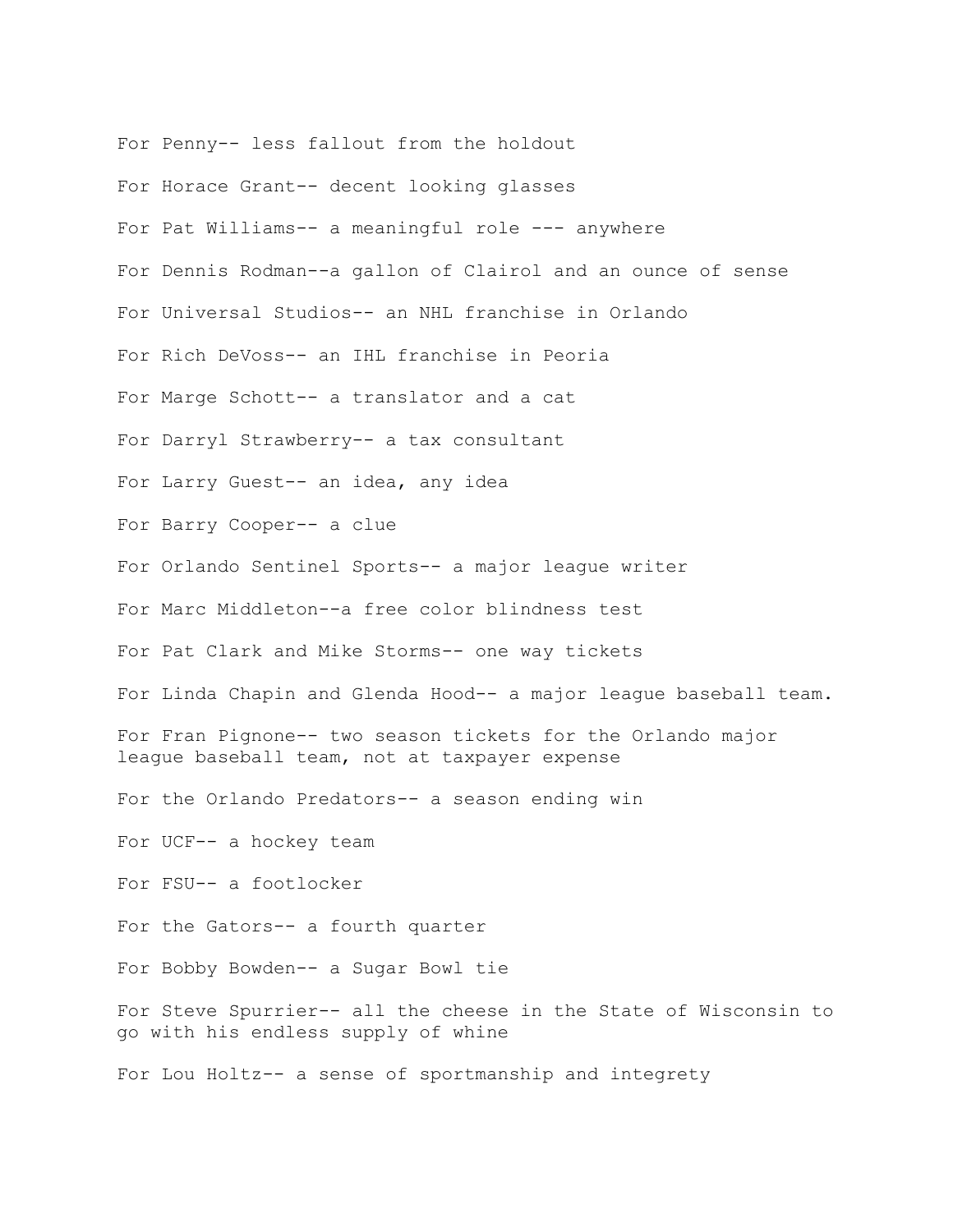For Penny-- less fallout from the holdout

For Horace Grant-- decent looking glasses

For Pat Williams-- a meaningful role --- anywhere

For Dennis Rodman--a gallon of Clairol and an ounce of sense

For Universal Studios-- an NHL franchise in Orlando

For Rich DeVoss-- an IHL franchise in Peoria

For Marge Schott-- a translator and a cat

For Darryl Strawberry-- a tax consultant

For Larry Guest-- an idea, any idea

For Barry Cooper-- a clue

For Orlando Sentinel Sports-- a major league writer

For Marc Middleton--a free color blindness test

For Pat Clark and Mike Storms-- one way tickets

For Linda Chapin and Glenda Hood-- a major league baseball team.

For Fran Pignone-- two season tickets for the Orlando major league baseball team, not at taxpayer expense

For the Orlando Predators-- a season ending win

For UCF-- a hockey team

For FSU-- a footlocker

For the Gators-- a fourth quarter

For Bobby Bowden-- a Sugar Bowl tie

For Steve Spurrier-- all the cheese in the State of Wisconsin to go with his endless supply of whine

For Lou Holtz-- a sense of sportmanship and integrety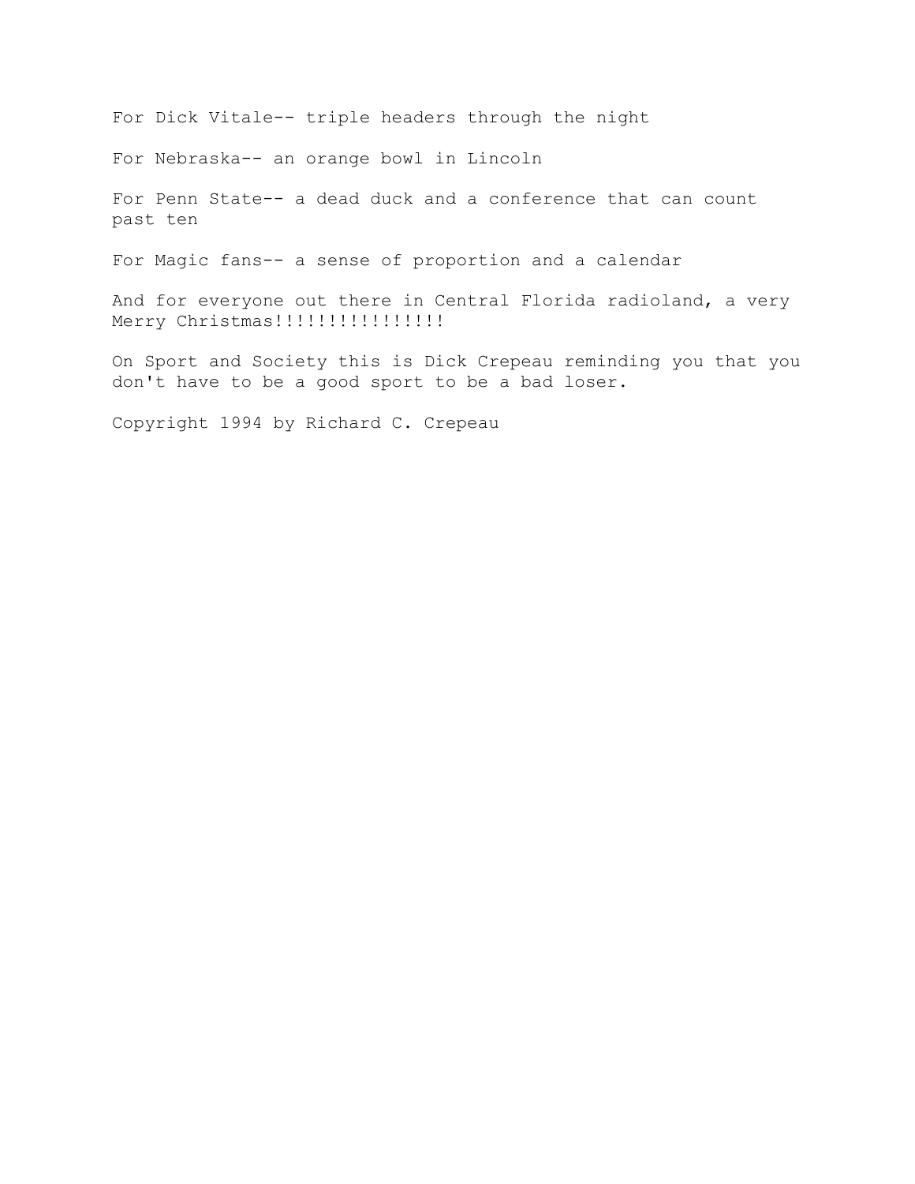For Dick Vitale-- triple headers through the night

For Nebraska-- an orange bowl in Lincoln

For Penn State-- a dead duck and a conference that can count past ten

For Magic fans-- a sense of proportion and a calendar

And for everyone out there in Central Florida radioland, a very Merry Christmas!!!!!!!!!!!!!!!!

On Sport and Society this is Dick Crepeau reminding you that you don't have to be a good sport to be a bad loser.

Copyright 1994 by Richard C. Crepeau